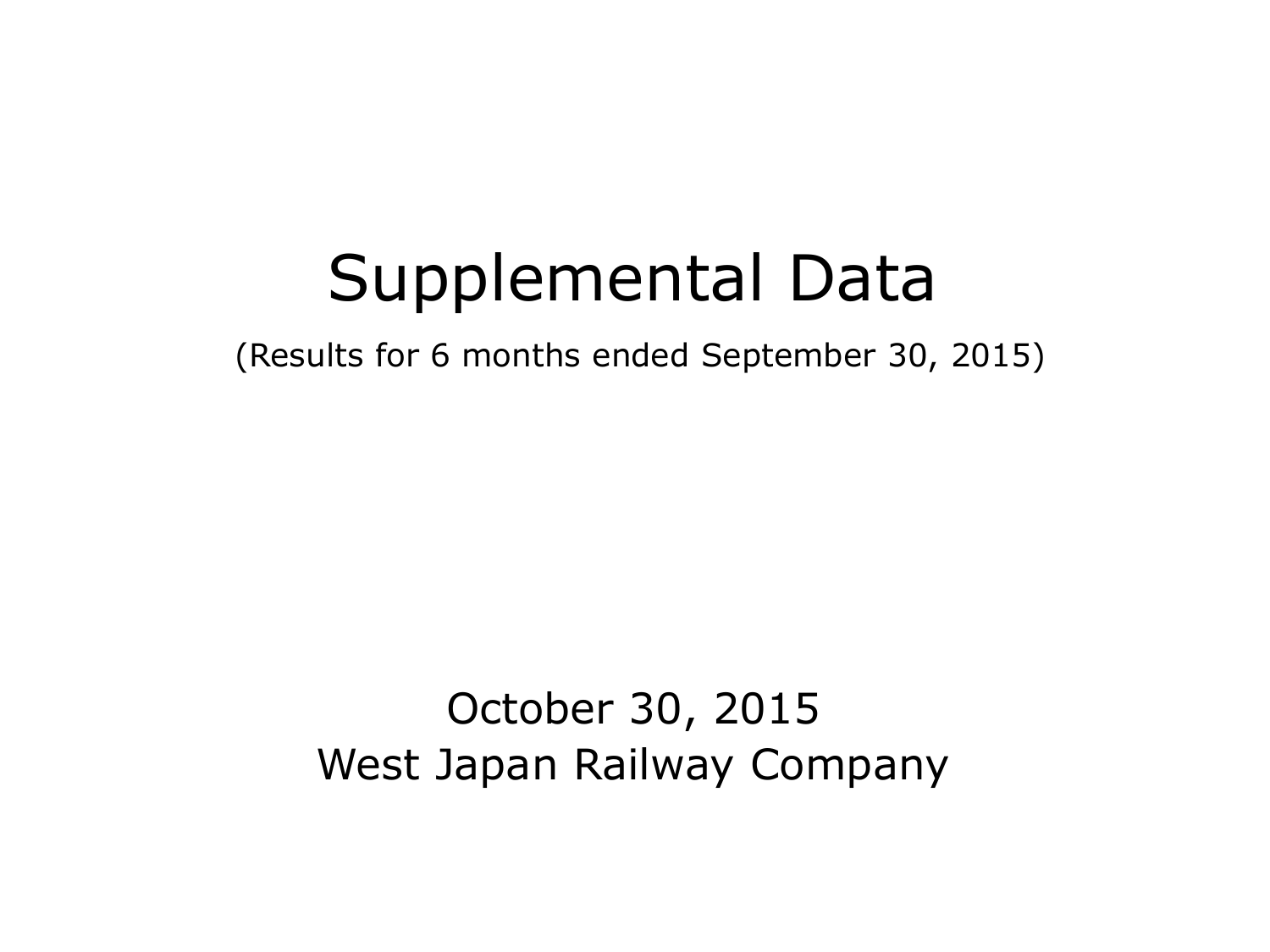# Supplemental Data

(Results for 6 months ended September 30, 2015)

October 30, 2015

West Japan Railway Company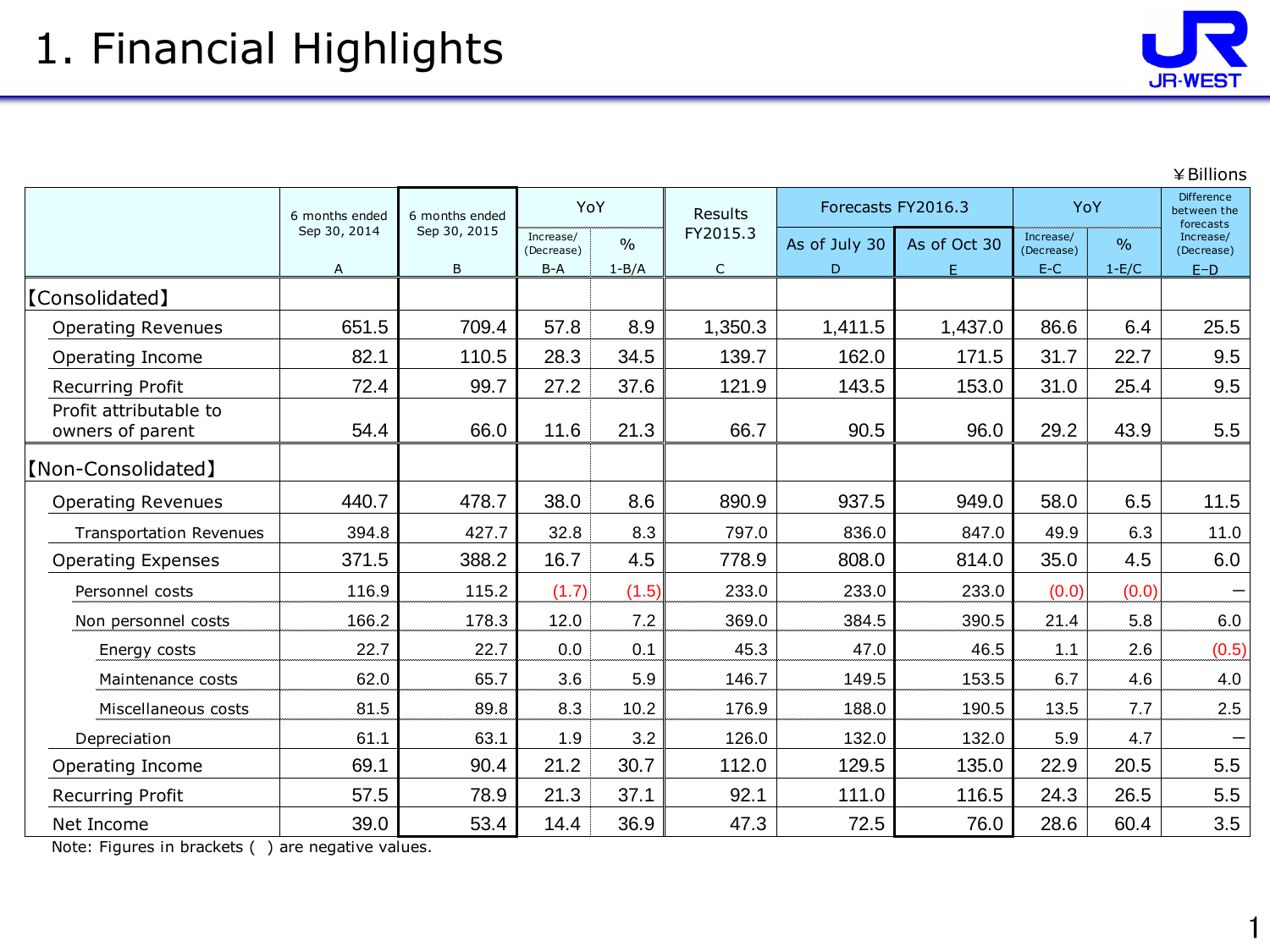# 1. Financial Highlights

¥Billions

| | 6 months ended Sep 30, 2014 | 6 months ended Sep 30, 2015 | YoY | | Results FY2015.3 | Forecasts FY2016.3 | | YoY | | Difference between the forecasts Increase/(Decrease) |
|---|---|---|---|---|---|---|---|---|---|---|
| | | | Increase/(Decrease) | % | | As of July 30 | As of Oct 30 | Increase/(Decrease) | % | |
| | A | B | B-A | 1-B/A | C | D | E | E-C | 1-E/C | E−D |
| 【Consolidated】 | | | | | | | | | | |
| Operating Revenues | 651.5 | 709.4 | 57.8 | 8.9 | 1,350.3 | 1,411.5 | 1,437.0 | 86.6 | 6.4 | 25.5 |
| Operating Income | 82.1 | 110.5 | 28.3 | 34.5 | 139.7 | 162.0 | 171.5 | 31.7 | 22.7 | 9.5 |
| Recurring Profit | 72.4 | 99.7 | 27.2 | 37.6 | 121.9 | 143.5 | 153.0 | 31.0 | 25.4 | 9.5 |
| Profit attributable to owners of parent | 54.4 | 66.0 | 11.6 | 21.3 | 66.7 | 90.5 | 96.0 | 29.2 | 43.9 | 5.5 |
| 【Non-Consolidated】 | | | | | | | | | | |
| Operating Revenues | 440.7 | 478.7 | 38.0 | 8.6 | 890.9 | 937.5 | 949.0 | 58.0 | 6.5 | 11.5 |
| Transportation Revenues | 394.8 | 427.7 | 32.8 | 8.3 | 797.0 | 836.0 | 847.0 | 49.9 | 6.3 | 11.0 |
| Operating Expenses | 371.5 | 388.2 | 16.7 | 4.5 | 778.9 | 808.0 | 814.0 | 35.0 | 4.5 | 6.0 |
| Personnel costs | 116.9 | 115.2 | (1.7) | (1.5) | 233.0 | 233.0 | 233.0 | (0.0) | (0.0) | − |
| Non personnel costs | 166.2 | 178.3 | 12.0 | 7.2 | 369.0 | 384.5 | 390.5 | 21.4 | 5.8 | 6.0 |
| Energy costs | 22.7 | 22.7 | 0.0 | 0.1 | 45.3 | 47.0 | 46.5 | 1.1 | 2.6 | (0.5) |
| Maintenance costs | 62.0 | 65.7 | 3.6 | 5.9 | 146.7 | 149.5 | 153.5 | 6.7 | 4.6 | 4.0 |
| Miscellaneous costs | 81.5 | 89.8 | 8.3 | 10.2 | 176.9 | 188.0 | 190.5 | 13.5 | 7.7 | 2.5 |
| Depreciation | 61.1 | 63.1 | 1.9 | 3.2 | 126.0 | 132.0 | 132.0 | 5.9 | 4.7 | − |
| Operating Income | 69.1 | 90.4 | 21.2 | 30.7 | 112.0 | 129.5 | 135.0 | 22.9 | 20.5 | 5.5 |
| Recurring Profit | 57.5 | 78.9 | 21.3 | 37.1 | 92.1 | 111.0 | 116.5 | 24.3 | 26.5 | 5.5 |
| Net Income | 39.0 | 53.4 | 14.4 | 36.9 | 47.3 | 72.5 | 76.0 | 28.6 | 60.4 | 3.5 |

Note: Figures in brackets ( ) are negative values.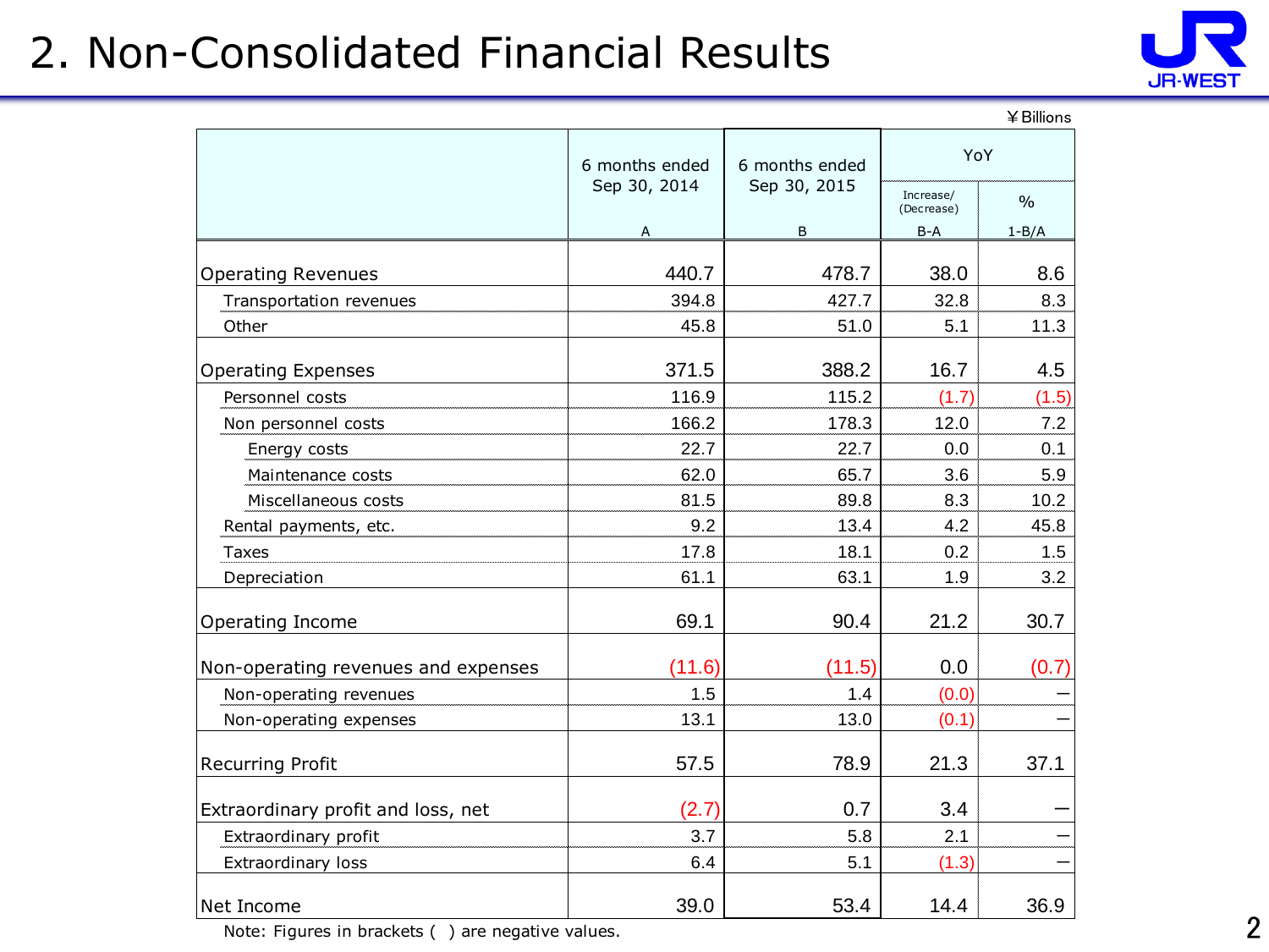# 2. Non-Consolidated Financial Results

¥Billions

| | 6 months ended Sep 30, 2014<br>A | 6 months ended Sep 30, 2015<br>B | YoY | |
|---|---|---|---|---|
| | | | Increase/ (Decrease)<br>B-A | %<br>1-B/A |
| Operating Revenues | 440.7 | 478.7 | 38.0 | 8.6 |
| Transportation revenues | 394.8 | 427.7 | 32.8 | 8.3 |
| Other | 45.8 | 51.0 | 5.1 | 11.3 |
| Operating Expenses | 371.5 | 388.2 | 16.7 | 4.5 |
| Personnel costs | 116.9 | 115.2 | (1.7) | (1.5) |
| Non personnel costs | 166.2 | 178.3 | 12.0 | 7.2 |
| Energy costs | 22.7 | 22.7 | 0.0 | 0.1 |
| Maintenance costs | 62.0 | 65.7 | 3.6 | 5.9 |
| Miscellaneous costs | 81.5 | 89.8 | 8.3 | 10.2 |
| Rental payments, etc. | 9.2 | 13.4 | 4.2 | 45.8 |
| Taxes | 17.8 | 18.1 | 0.2 | 1.5 |
| Depreciation | 61.1 | 63.1 | 1.9 | 3.2 |
| Operating Income | 69.1 | 90.4 | 21.2 | 30.7 |
| Non-operating revenues and expenses | (11.6) | (11.5) | 0.0 | (0.7) |
| Non-operating revenues | 1.5 | 1.4 | (0.0) | – |
| Non-operating expenses | 13.1 | 13.0 | (0.1) | – |
| Recurring Profit | 57.5 | 78.9 | 21.3 | 37.1 |
| Extraordinary profit and loss, net | (2.7) | 0.7 | 3.4 | – |
| Extraordinary profit | 3.7 | 5.8 | 2.1 | – |
| Extraordinary loss | 6.4 | 5.1 | (1.3) | – |
| Net Income | 39.0 | 53.4 | 14.4 | 36.9 |

Note: Figures in brackets ( ) are negative values.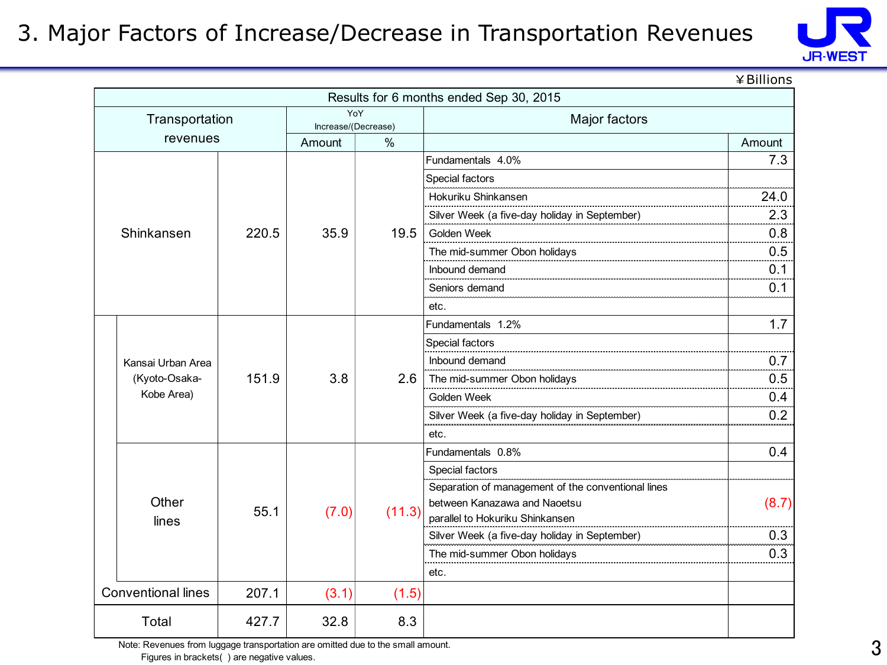# 3. Major Factors of Increase/Decrease in Transportation Revenues

¥Billions

| Results for 6 months ended Sep 30, 2015 | | | | | | |
|---|---|---|---|---|---|---|
| Transportation revenues | | YoY Increase/(Decrease) | | Major factors | | |
| | | Amount | % | | Amount | |
| Shinkansen | | 220.5 | 35.9 | 19.5 | Fundamentals 4.0% | 7.3 |
| | | | | | Special factors | |
| | | | | | Hokuriku Shinkansen | 24.0 |
| | | | | | Silver Week (a five-day holiday in September) | 2.3 |
| | | | | | Golden Week | 0.8 |
| | | | | | The mid-summer Obon holidays | 0.5 |
| | | | | | Inbound demand | 0.1 |
| | | | | | Seniors demand | 0.1 |
| | | | | | etc. | |
| | Kansai Urban Area (Kyoto-Osaka-Kobe Area) | 151.9 | 3.8 | 2.6 | Fundamentals 1.2% | 1.7 |
| | | | | | Special factors | |
| | | | | | Inbound demand | 0.7 |
| | | | | | The mid-summer Obon holidays | 0.5 |
| | | | | | Golden Week | 0.4 |
| | | | | | Silver Week (a five-day holiday in September) | 0.2 |
| | | | | | etc. | |
| | Other lines | 55.1 | (7.0) | (11.3) | Fundamentals 0.8% | 0.4 |
| | | | | | Special factors | |
| | | | | | Separation of management of the conventional lines between Kanazawa and Naoetsu parallel to Hokuriku Shinkansen | (8.7) |
| | | | | | Silver Week (a five-day holiday in September) | 0.3 |
| | | | | | The mid-summer Obon holidays | 0.3 |
| | | | | | etc. | |
| Conventional lines | | 207.1 | (3.1) | (1.5) | | |
| Total | | 427.7 | 32.8 | 8.3 | | |

Note: Revenues from luggage transportation are omitted due to the small amount.
Figures in brackets( ) are negative values.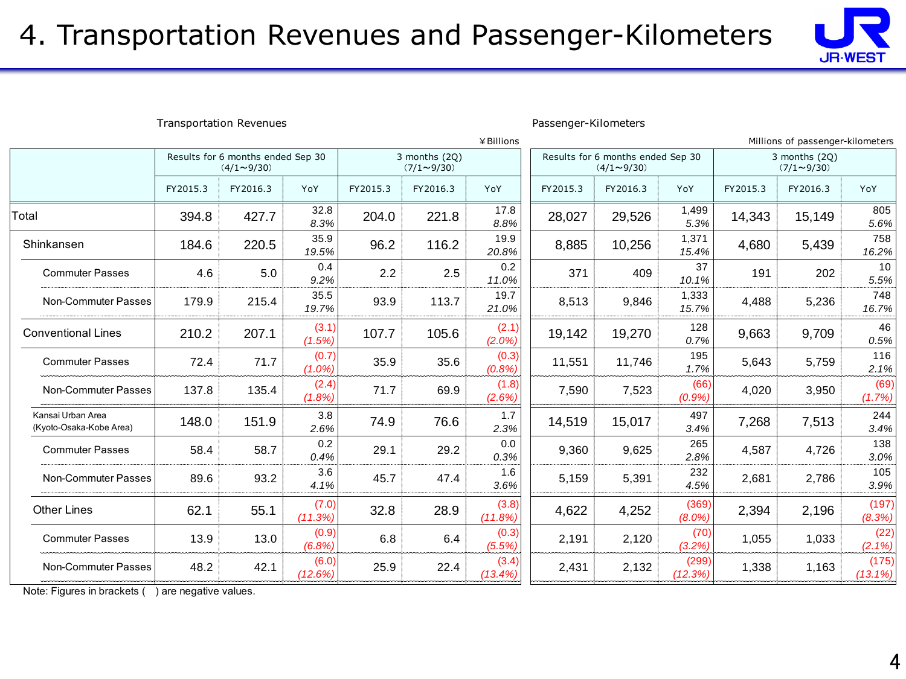# 4. Transportation Revenues and Passenger-Kilometers

Transportation Revenues

¥Billions

| | Results for 6 months ended Sep 30 (4/1～9/30) | | | 3 months (2Q) (7/1～9/30) | | |
|---|---|---|---|---|---|---|
| | FY2015.3 | FY2016.3 | YoY | FY2015.3 | FY2016.3 | YoY |
| Total | 394.8 | 427.7 | 32.8 8.3% | 204.0 | 221.8 | 17.8 8.8% |
| Shinkansen | 184.6 | 220.5 | 35.9 19.5% | 96.2 | 116.2 | 19.9 20.8% |
| Commuter Passes | 4.6 | 5.0 | 0.4 9.2% | 2.2 | 2.5 | 0.2 11.0% |
| Non-Commuter Passes | 179.9 | 215.4 | 35.5 19.7% | 93.9 | 113.7 | 19.7 21.0% |
| Conventional Lines | 210.2 | 207.1 | (3.1) (1.5%) | 107.7 | 105.6 | (2.1) (2.0%) |
| Commuter Passes | 72.4 | 71.7 | (0.7) (1.0%) | 35.9 | 35.6 | (0.3) (0.8%) |
| Non-Commuter Passes | 137.8 | 135.4 | (2.4) (1.8%) | 71.7 | 69.9 | (1.8) (2.6%) |
| Kansai Urban Area (Kyoto-Osaka-Kobe Area) | 148.0 | 151.9 | 3.8 2.6% | 74.9 | 76.6 | 1.7 2.3% |
| Commuter Passes | 58.4 | 58.7 | 0.2 0.4% | 29.1 | 29.2 | 0.0 0.3% |
| Non-Commuter Passes | 89.6 | 93.2 | 3.6 4.1% | 45.7 | 47.4 | 1.6 3.6% |
| Other Lines | 62.1 | 55.1 | (7.0) (11.3%) | 32.8 | 28.9 | (3.8) (11.8%) |
| Commuter Passes | 13.9 | 13.0 | (0.9) (6.8%) | 6.8 | 6.4 | (0.3) (5.5%) |
| Non-Commuter Passes | 48.2 | 42.1 | (6.0) (12.6%) | 25.9 | 22.4 | (3.4) (13.4%) |

Passenger-Kilometers

Millions of passenger-kilometers

| | Results for 6 months ended Sep 30 (4/1～9/30) | | | 3 months (2Q) (7/1～9/30) | | |
|---|---|---|---|---|---|---|
| | FY2015.3 | FY2016.3 | YoY | FY2015.3 | FY2016.3 | YoY |
| Total | 28,027 | 29,526 | 1,499 5.3% | 14,343 | 15,149 | 805 5.6% |
| Shinkansen | 8,885 | 10,256 | 1,371 15.4% | 4,680 | 5,439 | 758 16.2% |
| Commuter Passes | 371 | 409 | 37 10.1% | 191 | 202 | 10 5.5% |
| Non-Commuter Passes | 8,513 | 9,846 | 1,333 15.7% | 4,488 | 5,236 | 748 16.7% |
| Conventional Lines | 19,142 | 19,270 | 128 0.7% | 9,663 | 9,709 | 46 0.5% |
| Commuter Passes | 11,551 | 11,746 | 195 1.7% | 5,643 | 5,759 | 116 2.1% |
| Non-Commuter Passes | 7,590 | 7,523 | (66) (0.9%) | 4,020 | 3,950 | (69) (1.7%) |
| Kansai Urban Area (Kyoto-Osaka-Kobe Area) | 14,519 | 15,017 | 497 3.4% | 7,268 | 7,513 | 244 3.4% |
| Commuter Passes | 9,360 | 9,625 | 265 2.8% | 4,587 | 4,726 | 138 3.0% |
| Non-Commuter Passes | 5,159 | 5,391 | 232 4.5% | 2,681 | 2,786 | 105 3.9% |
| Other Lines | 4,622 | 4,252 | (369) (8.0%) | 2,394 | 2,196 | (197) (8.3%) |
| Commuter Passes | 2,191 | 2,120 | (70) (3.2%) | 1,055 | 1,033 | (22) (2.1%) |
| Non-Commuter Passes | 2,431 | 2,132 | (299) (12.3%) | 1,338 | 1,163 | (175) (13.1%) |

Note: Figures in brackets ( ) are negative values.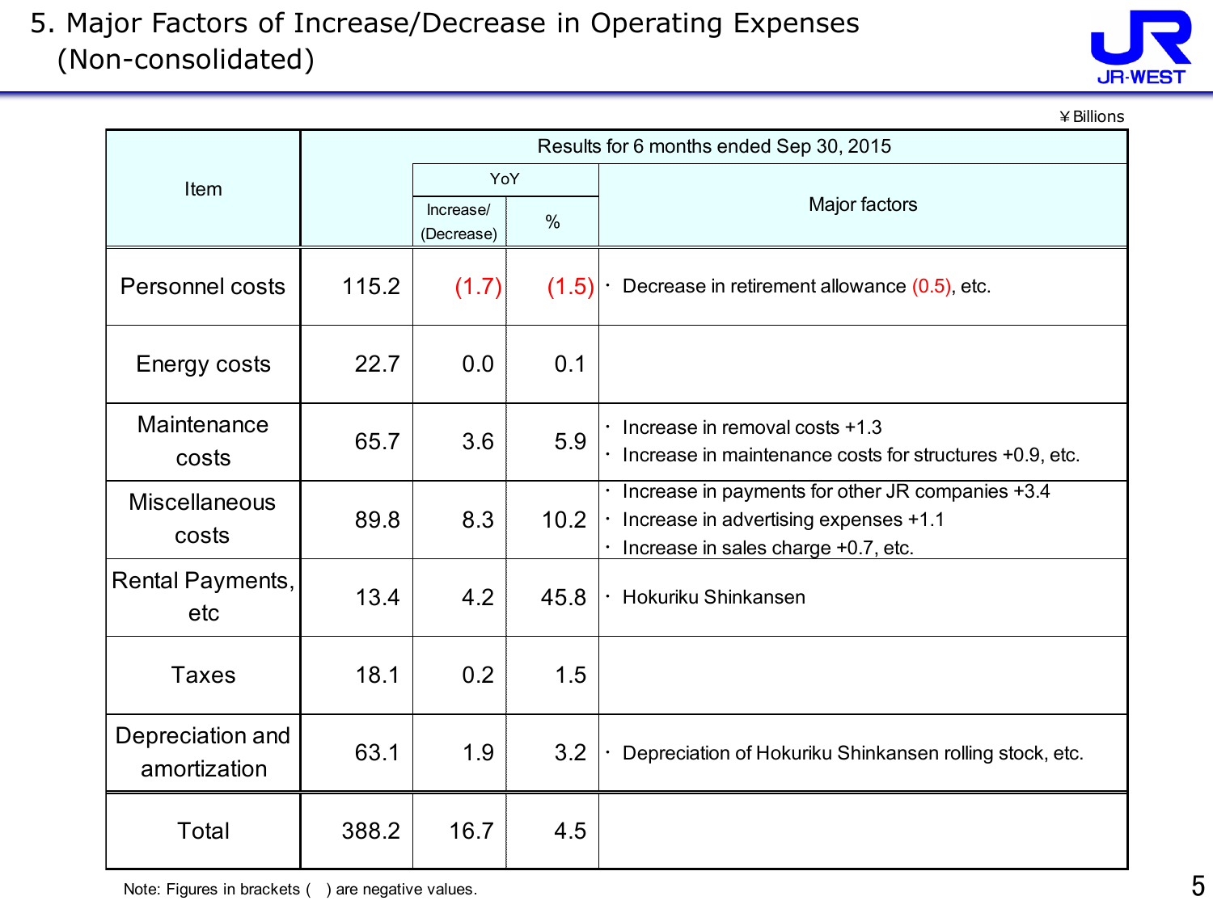# 5. Major Factors of Increase/Decrease in Operating Expenses (Non-consolidated)

¥Billions

| Item | Results for 6 months ended Sep 30, 2015 | | | |
|---|---|---|---|---|
| | | YoY | | Major factors |
| | | Increase/ (Decrease) | % | |
| Personnel costs | 115.2 | (1.7) | (1.5) | ・ Decrease in retirement allowance (0.5), etc. |
| Energy costs | 22.7 | 0.0 | 0.1 | |
| Maintenance costs | 65.7 | 3.6 | 5.9 | ・ Increase in removal costs +1.3<br>・ Increase in maintenance costs for structures +0.9, etc. |
| Miscellaneous costs | 89.8 | 8.3 | 10.2 | ・ Increase in payments for other JR companies +3.4<br>・ Increase in advertising expenses +1.1<br>・ Increase in sales charge +0.7, etc. |
| Rental Payments, etc | 13.4 | 4.2 | 45.8 | ・ Hokuriku Shinkansen |
| Taxes | 18.1 | 0.2 | 1.5 | |
| Depreciation and amortization | 63.1 | 1.9 | 3.2 | ・ Depreciation of Hokuriku Shinkansen rolling stock, etc. |
| Total | 388.2 | 16.7 | 4.5 | |

Note: Figures in brackets ( ) are negative values.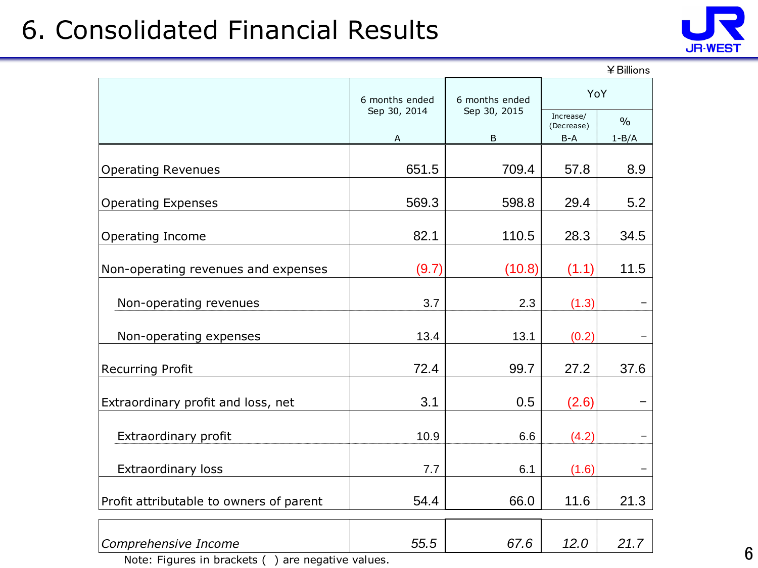# 6. Consolidated Financial Results

¥Billions

| | 6 months ended Sep 30, 2014<br>A | 6 months ended Sep 30, 2015<br>B | YoY | |
|---|---|---|---|---|
| | | | Increase/ (Decrease)<br>B-A | %<br>1-B/A |
| Operating Revenues | 651.5 | 709.4 | 57.8 | 8.9 |
| Operating Expenses | 569.3 | 598.8 | 29.4 | 5.2 |
| Operating Income | 82.1 | 110.5 | 28.3 | 34.5 |
| Non-operating revenues and expenses | (9.7) | (10.8) | (1.1) | 11.5 |
| Non-operating revenues | 3.7 | 2.3 | (1.3) | − |
| Non-operating expenses | 13.4 | 13.1 | (0.2) | − |
| Recurring Profit | 72.4 | 99.7 | 27.2 | 37.6 |
| Extraordinary profit and loss, net | 3.1 | 0.5 | (2.6) | − |
| Extraordinary profit | 10.9 | 6.6 | (4.2) | − |
| Extraordinary loss | 7.7 | 6.1 | (1.6) | − |
| Profit attributable to owners of parent | 54.4 | 66.0 | 11.6 | 21.3 |
| *Comprehensive Income* | *55.5* | *67.6* | *12.0* | *21.7* |

Note: Figures in brackets ( ) are negative values.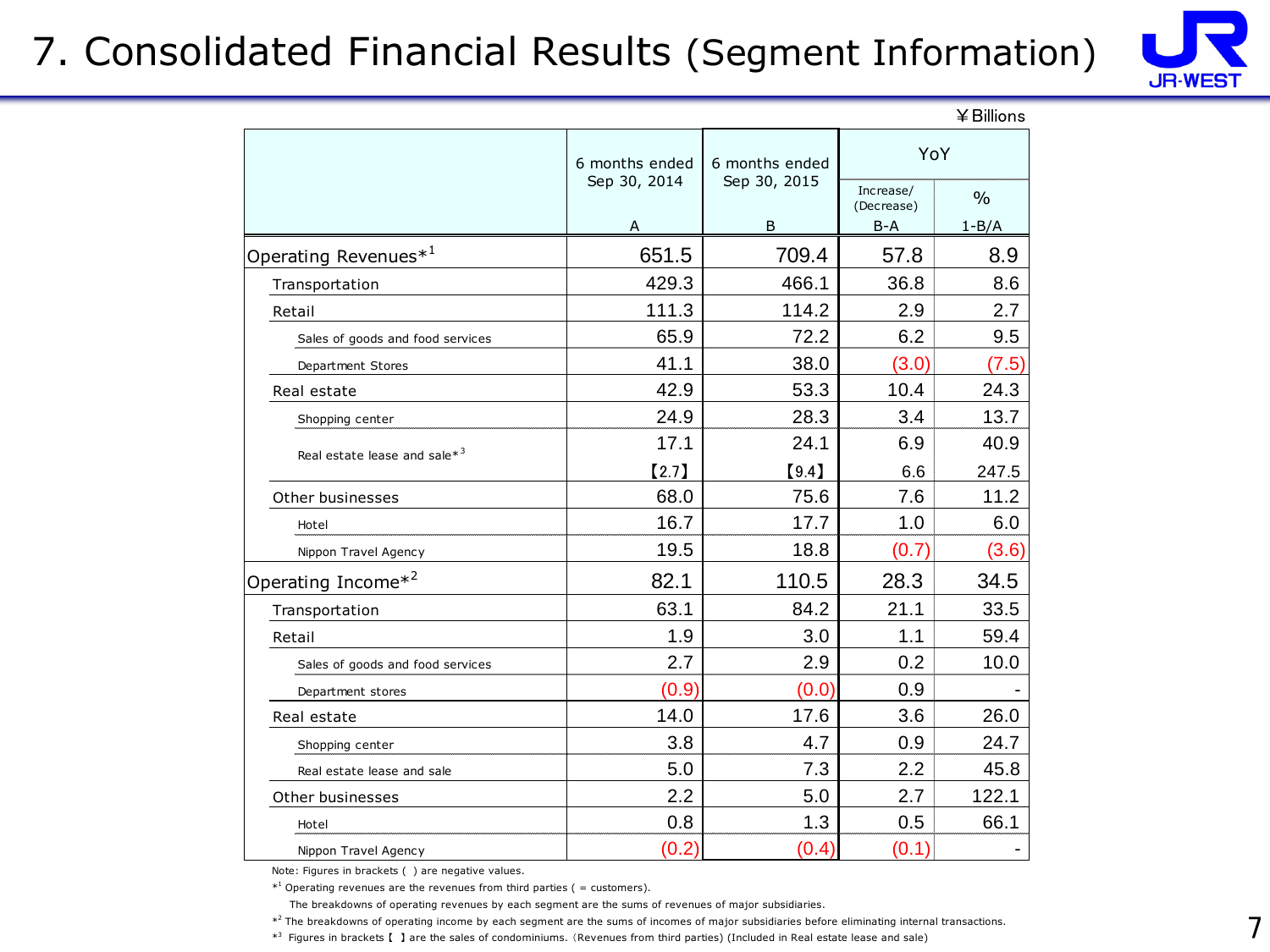# 7. Consolidated Financial Results (Segment Information)

¥Billions

| | 6 months ended Sep 30, 2014 | 6 months ended Sep 30, 2015 | YoY | |
|---|---|---|---|---|
| | | | Increase/ (Decrease) | % |
| | A | B | B-A | 1-B/A |
| Operating Revenues*[1] | 651.5 | 709.4 | 57.8 | 8.9 |
| Transportation | 429.3 | 466.1 | 36.8 | 8.6 |
| Retail | 111.3 | 114.2 | 2.9 | 2.7 |
| Sales of goods and food services | 65.9 | 72.2 | 6.2 | 9.5 |
| Department Stores | 41.1 | 38.0 | (3.0) | (7.5) |
| Real estate | 42.9 | 53.3 | 10.4 | 24.3 |
| Shopping center | 24.9 | 28.3 | 3.4 | 13.7 |
| Real estate lease and sale*[3] | 17.1 | 24.1 | 6.9 | 40.9 |
| | 【2.7】 | 【9.4】 | 6.6 | 247.5 |
| Other businesses | 68.0 | 75.6 | 7.6 | 11.2 |
| Hotel | 16.7 | 17.7 | 1.0 | 6.0 |
| Nippon Travel Agency | 19.5 | 18.8 | (0.7) | (3.6) |
| Operating Income*[2] | 82.1 | 110.5 | 28.3 | 34.5 |
| Transportation | 63.1 | 84.2 | 21.1 | 33.5 |
| Retail | 1.9 | 3.0 | 1.1 | 59.4 |
| Sales of goods and food services | 2.7 | 2.9 | 0.2 | 10.0 |
| Department stores | (0.9) | (0.0) | 0.9 | - |
| Real estate | 14.0 | 17.6 | 3.6 | 26.0 |
| Shopping center | 3.8 | 4.7 | 0.9 | 24.7 |
| Real estate lease and sale | 5.0 | 7.3 | 2.2 | 45.8 |
| Other businesses | 2.2 | 5.0 | 2.7 | 122.1 |
| Hotel | 0.8 | 1.3 | 0.5 | 66.1 |
| Nippon Travel Agency | (0.2) | (0.4) | (0.1) | - |

Note: Figures in brackets ( ) are negative values.

*[1] Operating revenues are the revenues from third parties ( = customers).
The breakdowns of operating revenues by each segment are the sums of revenues of major subsidiaries.

*[2] The breakdowns of operating income by each segment are the sums of incomes of major subsidiaries before eliminating internal transactions.

*[3] Figures in brackets【 】are the sales of condominiums. (Revenues from third parties) (Included in Real estate lease and sale)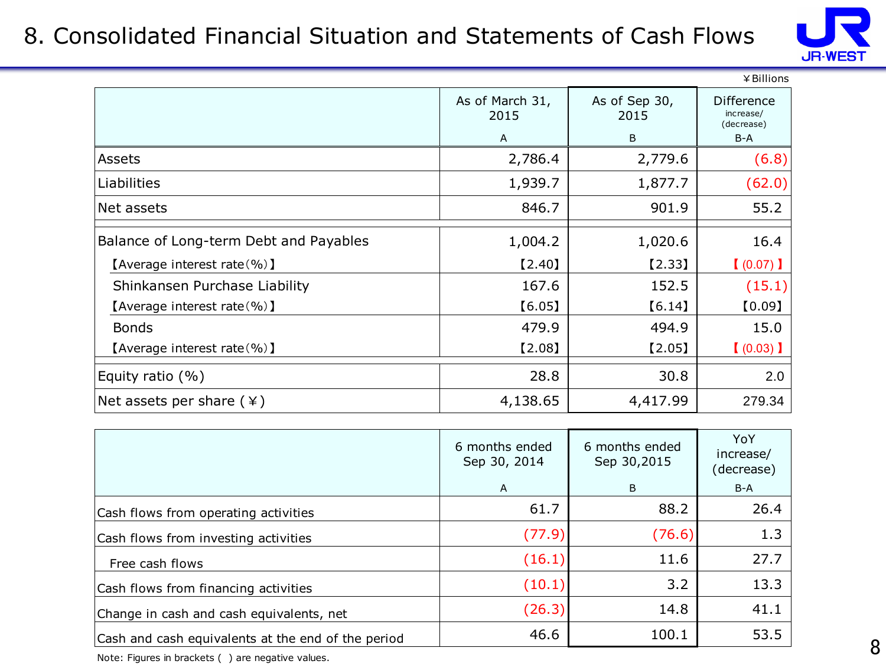# 8. Consolidated Financial Situation and Statements of Cash Flows

¥Billions

| | As of March 31, 2015<br>A | As of Sep 30, 2015<br>B | Difference increase/ (decrease)<br>B-A |
|---|---|---|---|
| Assets | 2,786.4 | 2,779.6 | (6.8) |
| Liabilities | 1,939.7 | 1,877.7 | (62.0) |
| Net assets | 846.7 | 901.9 | 55.2 |
| Balance of Long-term Debt and Payables | 1,004.2 | 1,020.6 | 16.4 |
| 【Average interest rate(%)】 | 【2.40】 | 【2.33】 | 【(0.07)】 |
| Shinkansen Purchase Liability | 167.6 | 152.5 | (15.1) |
| 【Average interest rate(%)】 | 【6.05】 | 【6.14】 | 【0.09】 |
| Bonds | 479.9 | 494.9 | 15.0 |
| 【Average interest rate(%)】 | 【2.08】 | 【2.05】 | 【(0.03)】 |
| Equity ratio (%) | 28.8 | 30.8 | 2.0 |
| Net assets per share (¥) | 4,138.65 | 4,417.99 | 279.34 |

| | 6 months ended Sep 30, 2014<br>A | 6 months ended Sep 30,2015<br>B | YoY increase/ (decrease)<br>B-A |
|---|---|---|---|
| Cash flows from operating activities | 61.7 | 88.2 | 26.4 |
| Cash flows from investing activities | (77.9) | (76.6) | 1.3 |
| Free cash flows | (16.1) | 11.6 | 27.7 |
| Cash flows from financing activities | (10.1) | 3.2 | 13.3 |
| Change in cash and cash equivalents, net | (26.3) | 14.8 | 41.1 |
| Cash and cash equivalents at the end of the period | 46.6 | 100.1 | 53.5 |

Note: Figures in brackets ( ) are negative values.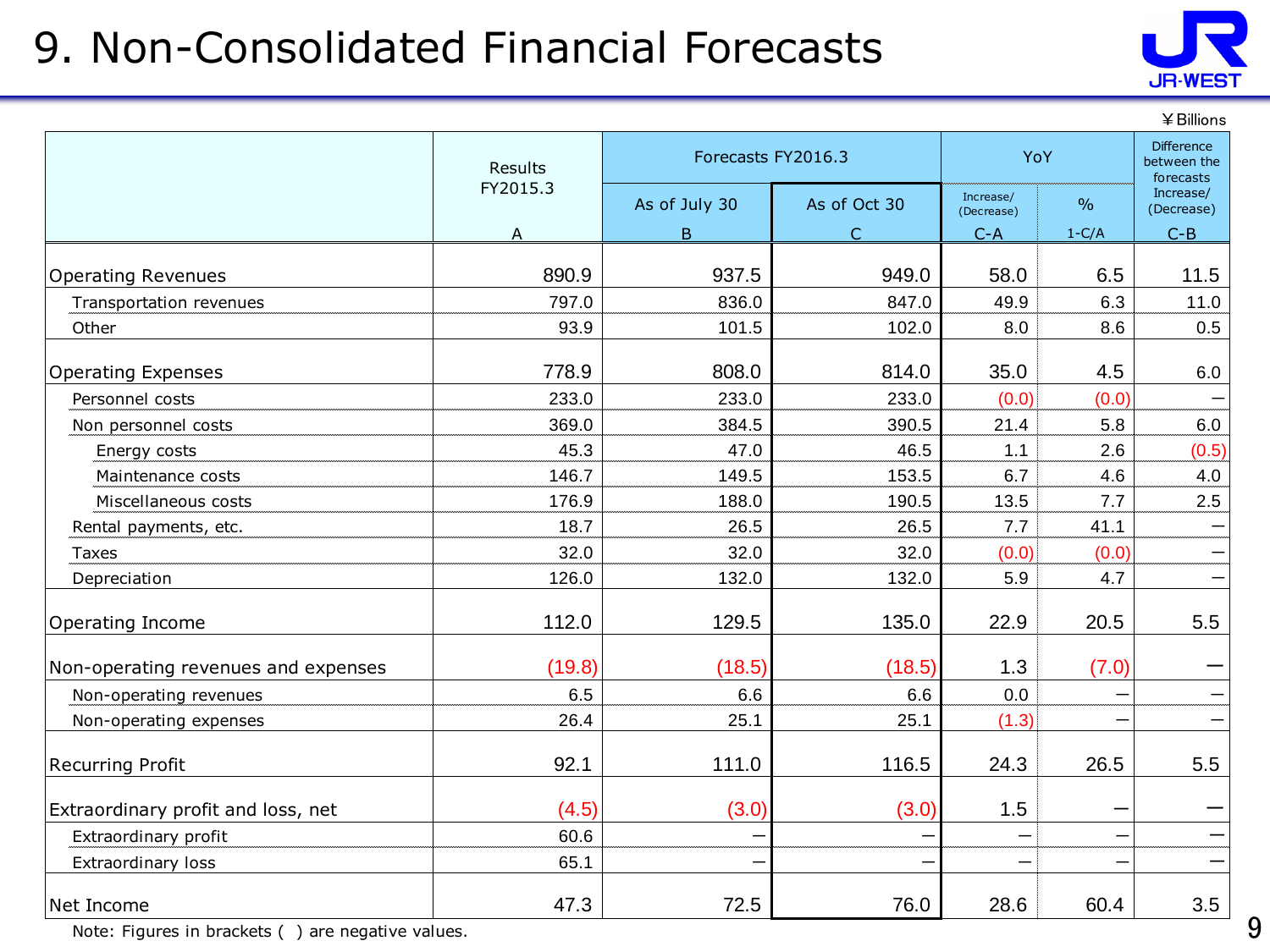# 9. Non-Consolidated Financial Forecasts

¥Billions

| | Results FY2015.3 | Forecasts FY2016.3 | | YoY | | Difference between the forecasts |
|---|---|---|---|---|---|---|
| | | As of July 30 | As of Oct 30 | Increase/ (Decrease) | % | Increase/ (Decrease) |
| | A | B | C | C-A | 1-C/A | C-B |
| Operating Revenues | 890.9 | 937.5 | 949.0 | 58.0 | 6.5 | 11.5 |
| Transportation revenues | 797.0 | 836.0 | 847.0 | 49.9 | 6.3 | 11.0 |
| Other | 93.9 | 101.5 | 102.0 | 8.0 | 8.6 | 0.5 |
| Operating Expenses | 778.9 | 808.0 | 814.0 | 35.0 | 4.5 | 6.0 |
| Personnel costs | 233.0 | 233.0 | 233.0 | (0.0) | (0.0) | － |
| Non personnel costs | 369.0 | 384.5 | 390.5 | 21.4 | 5.8 | 6.0 |
| Energy costs | 45.3 | 47.0 | 46.5 | 1.1 | 2.6 | (0.5) |
| Maintenance costs | 146.7 | 149.5 | 153.5 | 6.7 | 4.6 | 4.0 |
| Miscellaneous costs | 176.9 | 188.0 | 190.5 | 13.5 | 7.7 | 2.5 |
| Rental payments, etc. | 18.7 | 26.5 | 26.5 | 7.7 | 41.1 | － |
| Taxes | 32.0 | 32.0 | 32.0 | (0.0) | (0.0) | － |
| Depreciation | 126.0 | 132.0 | 132.0 | 5.9 | 4.7 | － |
| Operating Income | 112.0 | 129.5 | 135.0 | 22.9 | 20.5 | 5.5 |
| Non-operating revenues and expenses | (19.8) | (18.5) | (18.5) | 1.3 | (7.0) | － |
| Non-operating revenues | 6.5 | 6.6 | 6.6 | 0.0 | － | － |
| Non-operating expenses | 26.4 | 25.1 | 25.1 | (1.3) | － | － |
| Recurring Profit | 92.1 | 111.0 | 116.5 | 24.3 | 26.5 | 5.5 |
| Extraordinary profit and loss, net | (4.5) | (3.0) | (3.0) | 1.5 | － | － |
| Extraordinary profit | 60.6 | － | － | － | － | － |
| Extraordinary loss | 65.1 | － | － | － | － | － |
| Net Income | 47.3 | 72.5 | 76.0 | 28.6 | 60.4 | 3.5 |

Note: Figures in brackets ( ) are negative values.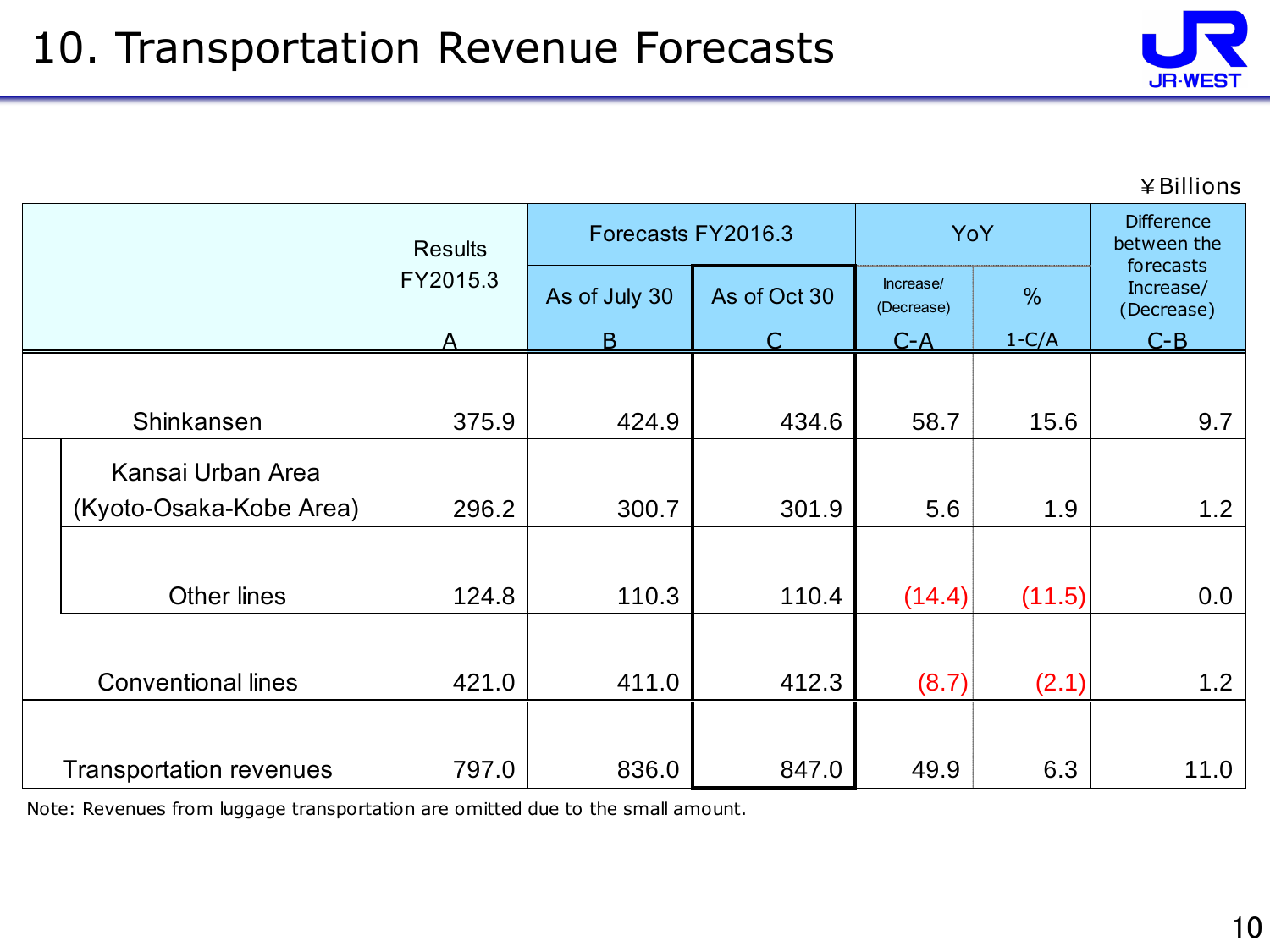# 10. Transportation Revenue Forecasts

¥Billions

| | Results FY2015.3 | Forecasts FY2016.3 | | YoY | | Difference between the forecasts |
|---|---|---|---|---|---|---|
| | | As of July 30 | As of Oct 30 | Increase/ (Decrease) | % | Increase/ (Decrease) |
| | A | B | C | C-A | 1-C/A | C-B |
| Shinkansen | 375.9 | 424.9 | 434.6 | 58.7 | 15.6 | 9.7 |
| Kansai Urban Area (Kyoto-Osaka-Kobe Area) | 296.2 | 300.7 | 301.9 | 5.6 | 1.9 | 1.2 |
| Other lines | 124.8 | 110.3 | 110.4 | (14.4) | (11.5) | 0.0 |
| Conventional lines | 421.0 | 411.0 | 412.3 | (8.7) | (2.1) | 1.2 |
| Transportation revenues | 797.0 | 836.0 | 847.0 | 49.9 | 6.3 | 11.0 |

Note: Revenues from luggage transportation are omitted due to the small amount.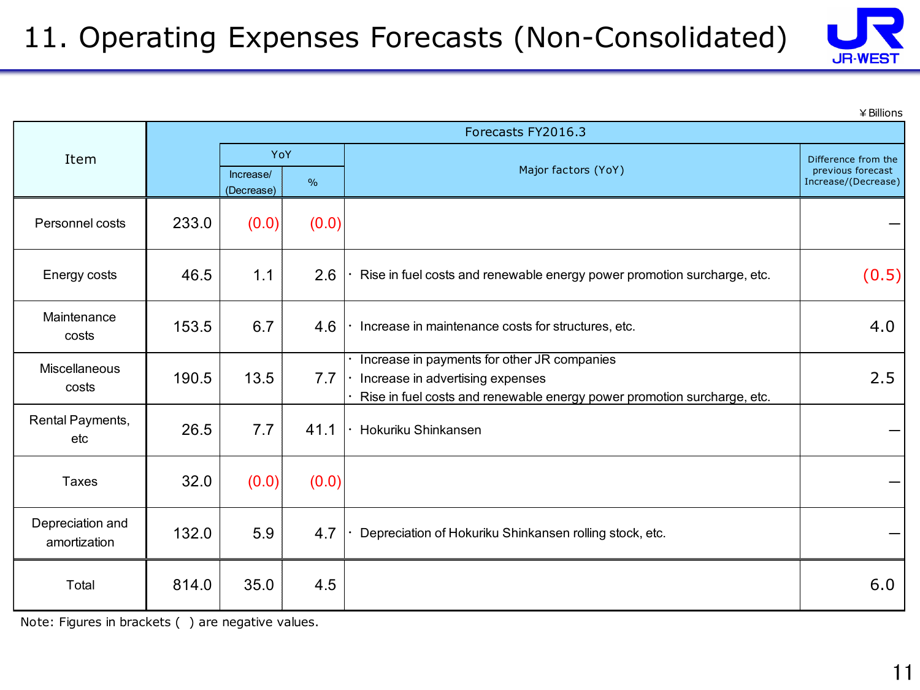# 11. Operating Expenses Forecasts (Non-Consolidated)

¥Billions

| Item | Forecasts FY2016.3 | | | | |
|---|---|---|---|---|---|
| | | YoY | | Major factors (YoY) | Difference from the previous forecast Increase/(Decrease) |
| | | Increase/ (Decrease) | % | | |
| Personnel costs | 233.0 | (0.0) | (0.0) | | — |
| Energy costs | 46.5 | 1.1 | 2.6 | ・ Rise in fuel costs and renewable energy power promotion surcharge, etc. | (0.5) |
| Maintenance costs | 153.5 | 6.7 | 4.6 | ・ Increase in maintenance costs for structures, etc. | 4.0 |
| Miscellaneous costs | 190.5 | 13.5 | 7.7 | ・ Increase in payments for other JR companies<br>・ Increase in advertising expenses<br>・ Rise in fuel costs and renewable energy power promotion surcharge, etc. | 2.5 |
| Rental Payments, etc | 26.5 | 7.7 | 41.1 | ・ Hokuriku Shinkansen | — |
| Taxes | 32.0 | (0.0) | (0.0) | | — |
| Depreciation and amortization | 132.0 | 5.9 | 4.7 | ・ Depreciation of Hokuriku Shinkansen rolling stock, etc. | — |
| Total | 814.0 | 35.0 | 4.5 | | 6.0 |

Note: Figures in brackets ( ) are negative values.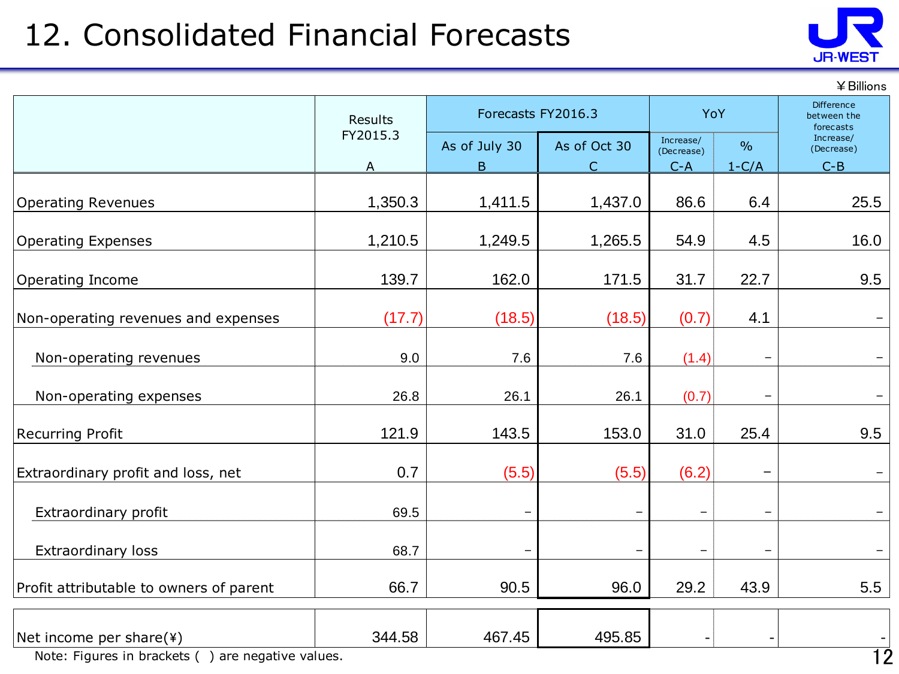# 12. Consolidated Financial Forecasts

¥Billions

| | Results FY2015.3 | Forecasts FY2016.3 | | YoY | | Difference between the forecasts Increase/(Decrease) |
|---|---|---|---|---|---|---|
| | | As of July 30 | As of Oct 30 | Increase/(Decrease) | % | |
| | A | B | C | C-A | 1-C/A | C-B |
| Operating Revenues | 1,350.3 | 1,411.5 | 1,437.0 | 86.6 | 6.4 | 25.5 |
| Operating Expenses | 1,210.5 | 1,249.5 | 1,265.5 | 54.9 | 4.5 | 16.0 |
| Operating Income | 139.7 | 162.0 | 171.5 | 31.7 | 22.7 | 9.5 |
| Non-operating revenues and expenses | (17.7) | (18.5) | (18.5) | (0.7) | 4.1 | – |
| Non-operating revenues | 9.0 | 7.6 | 7.6 | (1.4) | – | – |
| Non-operating expenses | 26.8 | 26.1 | 26.1 | (0.7) | – | – |
| Recurring Profit | 121.9 | 143.5 | 153.0 | 31.0 | 25.4 | 9.5 |
| Extraordinary profit and loss, net | 0.7 | (5.5) | (5.5) | (6.2) | – | – |
| Extraordinary profit | 69.5 | – | – | – | – | – |
| Extraordinary loss | 68.7 | – | – | – | – | – |
| Profit attributable to owners of parent | 66.7 | 90.5 | 96.0 | 29.2 | 43.9 | 5.5 |
| Net income per share(¥) | 344.58 | 467.45 | 495.85 | - | - | - |

Note: Figures in brackets ( ) are negative values.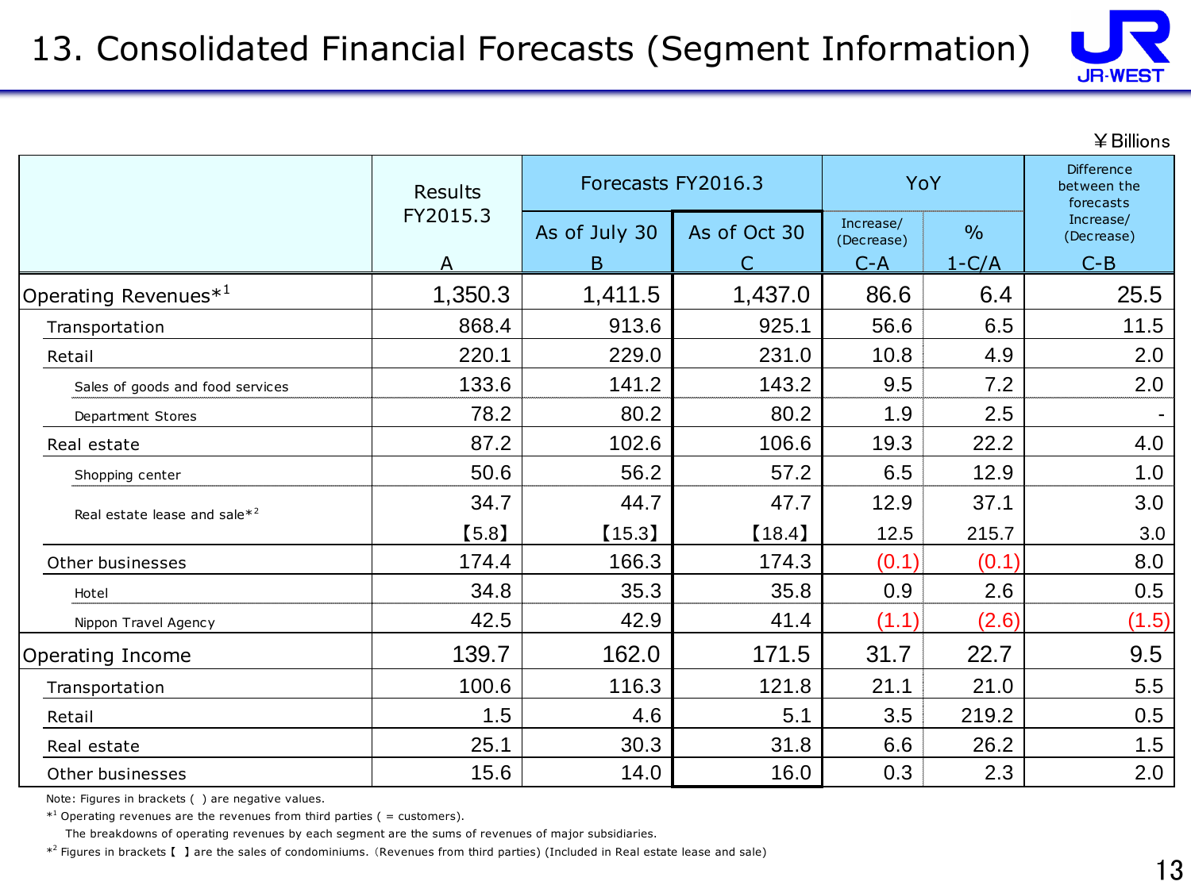# 13. Consolidated Financial Forecasts (Segment Information)

¥Billions

| | Results FY2015.3 | Forecasts FY2016.3 | | YoY | | Difference between the forecasts |
|---|---|---|---|---|---|---|
| | | As of July 30 | As of Oct 30 | Increase/ (Decrease) | % | Increase/ (Decrease) |
| | A | B | C | C-A | 1-C/A | C-B |
| Operating Revenues*[1] | 1,350.3 | 1,411.5 | 1,437.0 | 86.6 | 6.4 | 25.5 |
| Transportation | 868.4 | 913.6 | 925.1 | 56.6 | 6.5 | 11.5 |
| Retail | 220.1 | 229.0 | 231.0 | 10.8 | 4.9 | 2.0 |
| Sales of goods and food services | 133.6 | 141.2 | 143.2 | 9.5 | 7.2 | 2.0 |
| Department Stores | 78.2 | 80.2 | 80.2 | 1.9 | 2.5 | - |
| Real estate | 87.2 | 102.6 | 106.6 | 19.3 | 22.2 | 4.0 |
| Shopping center | 50.6 | 56.2 | 57.2 | 6.5 | 12.9 | 1.0 |
| Real estate lease and sale*[2] | 34.7 | 44.7 | 47.7 | 12.9 | 37.1 | 3.0 |
| | 【5.8】 | 【15.3】 | 【18.4】 | 12.5 | 215.7 | 3.0 |
| Other businesses | 174.4 | 166.3 | 174.3 | (0.1) | (0.1) | 8.0 |
| Hotel | 34.8 | 35.3 | 35.8 | 0.9 | 2.6 | 0.5 |
| Nippon Travel Agency | 42.5 | 42.9 | 41.4 | (1.1) | (2.6) | (1.5) |
| Operating Income | 139.7 | 162.0 | 171.5 | 31.7 | 22.7 | 9.5 |
| Transportation | 100.6 | 116.3 | 121.8 | 21.1 | 21.0 | 5.5 |
| Retail | 1.5 | 4.6 | 5.1 | 3.5 | 219.2 | 0.5 |
| Real estate | 25.1 | 30.3 | 31.8 | 6.6 | 26.2 | 1.5 |
| Other businesses | 15.6 | 14.0 | 16.0 | 0.3 | 2.3 | 2.0 |

Note: Figures in brackets ( ) are negative values.

*[1] Operating revenues are the revenues from third parties ( = customers).
The breakdowns of operating revenues by each segment are the sums of revenues of major subsidiaries.

*[2] Figures in brackets 【 】 are the sales of condominiums.（Revenues from third parties) (Included in Real estate lease and sale)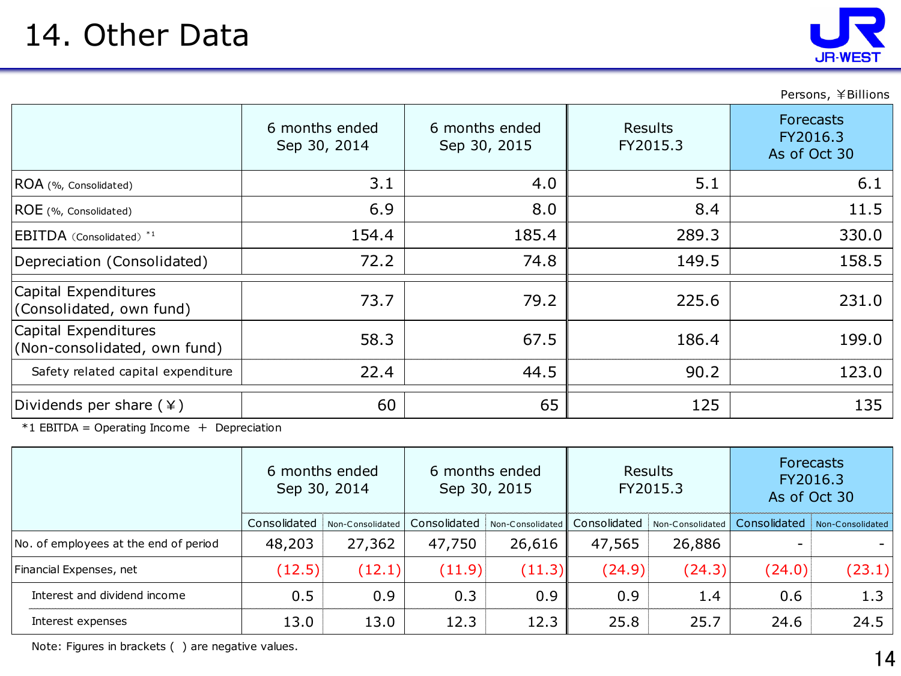# 14. Other Data

Persons, ￥Billions

| | 6 months ended Sep 30, 2014 | 6 months ended Sep 30, 2015 | Results FY2015.3 | Forecasts FY2016.3 As of Oct 30 |
|---|---|---|---|---|
| ROA (%, Consolidated) | 3.1 | 4.0 | 5.1 | 6.1 |
| ROE (%, Consolidated) | 6.9 | 8.0 | 8.4 | 11.5 |
| EBITDA (Consolidated) *1 | 154.4 | 185.4 | 289.3 | 330.0 |
| Depreciation (Consolidated) | 72.2 | 74.8 | 149.5 | 158.5 |
| Capital Expenditures (Consolidated, own fund) | 73.7 | 79.2 | 225.6 | 231.0 |
| Capital Expenditures (Non-consolidated, own fund) | 58.3 | 67.5 | 186.4 | 199.0 |
| Safety related capital expenditure | 22.4 | 44.5 | 90.2 | 123.0 |
| Dividends per share (￥) | 60 | 65 | 125 | 135 |

*1 EBITDA = Operating Income ＋ Depreciation

| | 6 months ended Sep 30, 2014 | | 6 months ended Sep 30, 2015 | | Results FY2015.3 | | Forecasts FY2016.3 As of Oct 30 | |
|---|---|---|---|---|---|---|---|---|
| | Consolidated | Non-Consolidated | Consolidated | Non-Consolidated | Consolidated | Non-Consolidated | Consolidated | Non-Consolidated |
| No. of employees at the end of period | 48,203 | 27,362 | 47,750 | 26,616 | 47,565 | 26,886 | - | - |
| Financial Expenses, net | (12.5) | (12.1) | (11.9) | (11.3) | (24.9) | (24.3) | (24.0) | (23.1) |
| Interest and dividend income | 0.5 | 0.9 | 0.3 | 0.9 | 0.9 | 1.4 | 0.6 | 1.3 |
| Interest expenses | 13.0 | 13.0 | 12.3 | 12.3 | 25.8 | 25.7 | 24.6 | 24.5 |

Note: Figures in brackets ( ) are negative values.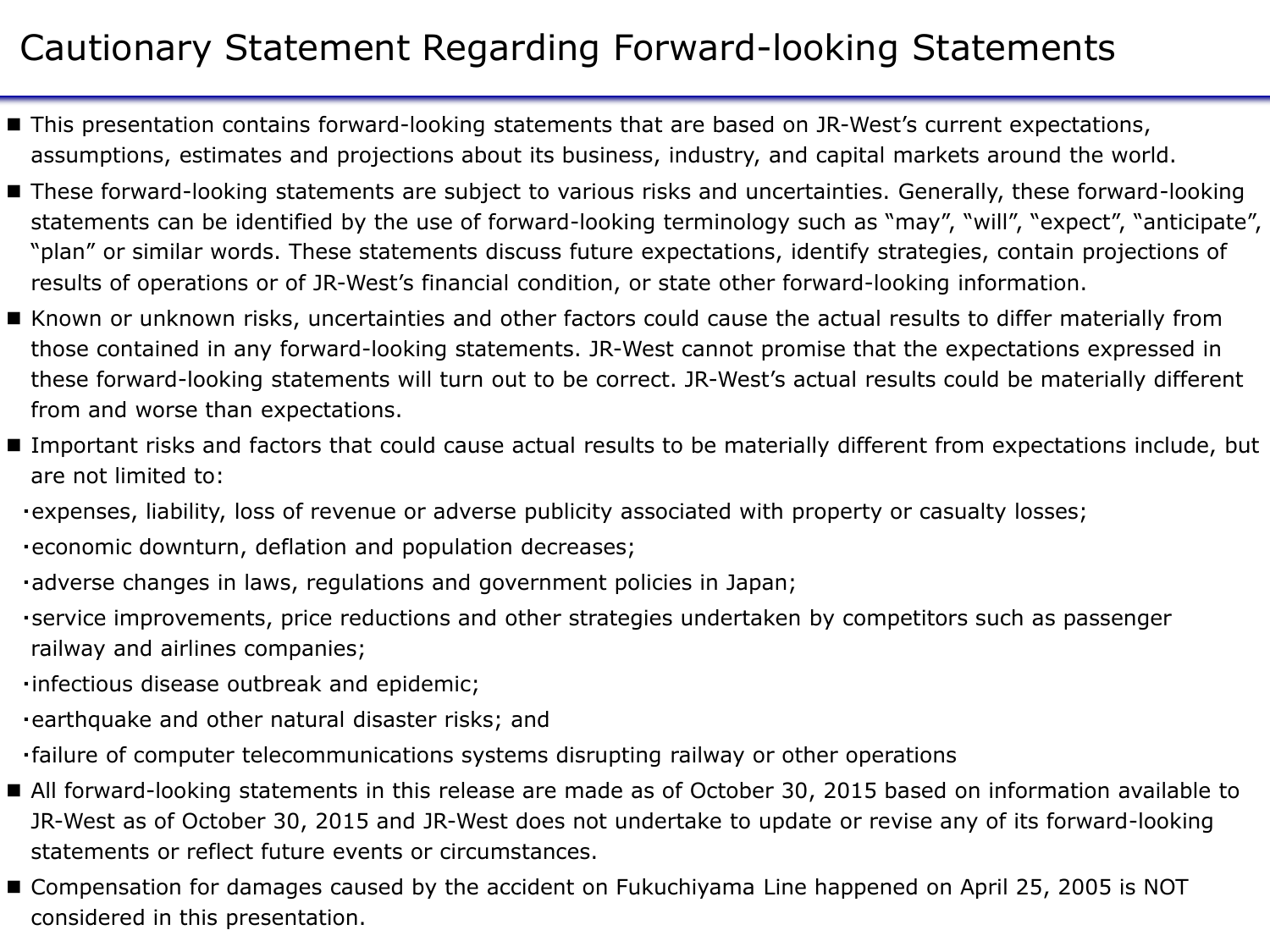# Cautionary Statement Regarding Forward-looking Statements

- This presentation contains forward-looking statements that are based on JR-West's current expectations, assumptions, estimates and projections about its business, industry, and capital markets around the world.
- These forward-looking statements are subject to various risks and uncertainties. Generally, these forward-looking statements can be identified by the use of forward-looking terminology such as "may", "will", "expect", "anticipate", "plan" or similar words. These statements discuss future expectations, identify strategies, contain projections of results of operations or of JR-West's financial condition, or state other forward-looking information.
- Known or unknown risks, uncertainties and other factors could cause the actual results to differ materially from those contained in any forward-looking statements. JR-West cannot promise that the expectations expressed in these forward-looking statements will turn out to be correct. JR-West's actual results could be materially different from and worse than expectations.
- Important risks and factors that could cause actual results to be materially different from expectations include, but are not limited to:
  - expenses, liability, loss of revenue or adverse publicity associated with property or casualty losses;
  - economic downturn, deflation and population decreases;
  - adverse changes in laws, regulations and government policies in Japan;
  - service improvements, price reductions and other strategies undertaken by competitors such as passenger railway and airlines companies;
  - infectious disease outbreak and epidemic;
  - earthquake and other natural disaster risks; and
  - failure of computer telecommunications systems disrupting railway or other operations
- All forward-looking statements in this release are made as of October 30, 2015 based on information available to JR-West as of October 30, 2015 and JR-West does not undertake to update or revise any of its forward-looking statements or reflect future events or circumstances.
- Compensation for damages caused by the accident on Fukuchiyama Line happened on April 25, 2005 is NOT considered in this presentation.